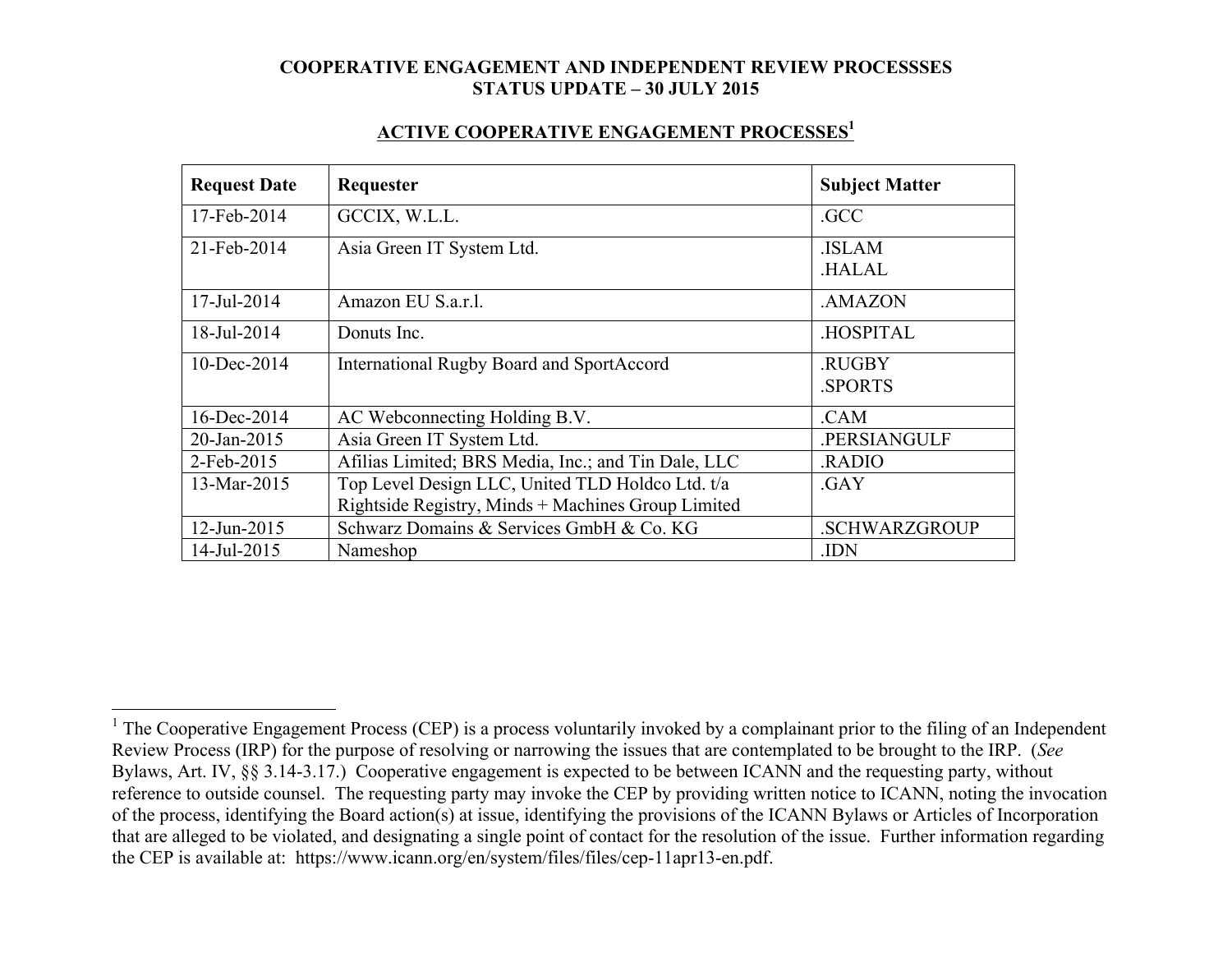**COOPERATIVE ENGAGEMENT AND INDEPENDENT REVIEW PROCESSSES**
**STATUS UPDATE – 30 JULY 2015**

## ACTIVE COOPERATIVE ENGAGEMENT PROCESSES[1]

| Request Date | Requester | Subject Matter |
| --- | --- | --- |
| 17-Feb-2014 | GCCIX, W.L.L. | .GCC |
| 21-Feb-2014 | Asia Green IT System Ltd. | .ISLAM<br>.HALAL |
| 17-Jul-2014 | Amazon EU S.a.r.l. | .AMAZON |
| 18-Jul-2014 | Donuts Inc. | .HOSPITAL |
| 10-Dec-2014 | International Rugby Board and SportAccord | .RUGBY<br>.SPORTS |
| 16-Dec-2014 | AC Webconnecting Holding B.V. | .CAM |
| 20-Jan-2015 | Asia Green IT System Ltd. | .PERSIANGULF |
| 2-Feb-2015 | Afilias Limited; BRS Media, Inc.; and Tin Dale, LLC | .RADIO |
| 13-Mar-2015 | Top Level Design LLC, United TLD Holdco Ltd. t/a Rightside Registry, Minds + Machines Group Limited | .GAY |
| 12-Jun-2015 | Schwarz Domains & Services GmbH & Co. KG | .SCHWARZGROUP |
| 14-Jul-2015 | Nameshop | .IDN |

[1] The Cooperative Engagement Process (CEP) is a process voluntarily invoked by a complainant prior to the filing of an Independent Review Process (IRP) for the purpose of resolving or narrowing the issues that are contemplated to be brought to the IRP. (*See* Bylaws, Art. IV, §§ 3.14-3.17.) Cooperative engagement is expected to be between ICANN and the requesting party, without reference to outside counsel. The requesting party may invoke the CEP by providing written notice to ICANN, noting the invocation of the process, identifying the Board action(s) at issue, identifying the provisions of the ICANN Bylaws or Articles of Incorporation that are alleged to be violated, and designating a single point of contact for the resolution of the issue. Further information regarding the CEP is available at: https://www.icann.org/en/system/files/files/cep-11apr13-en.pdf.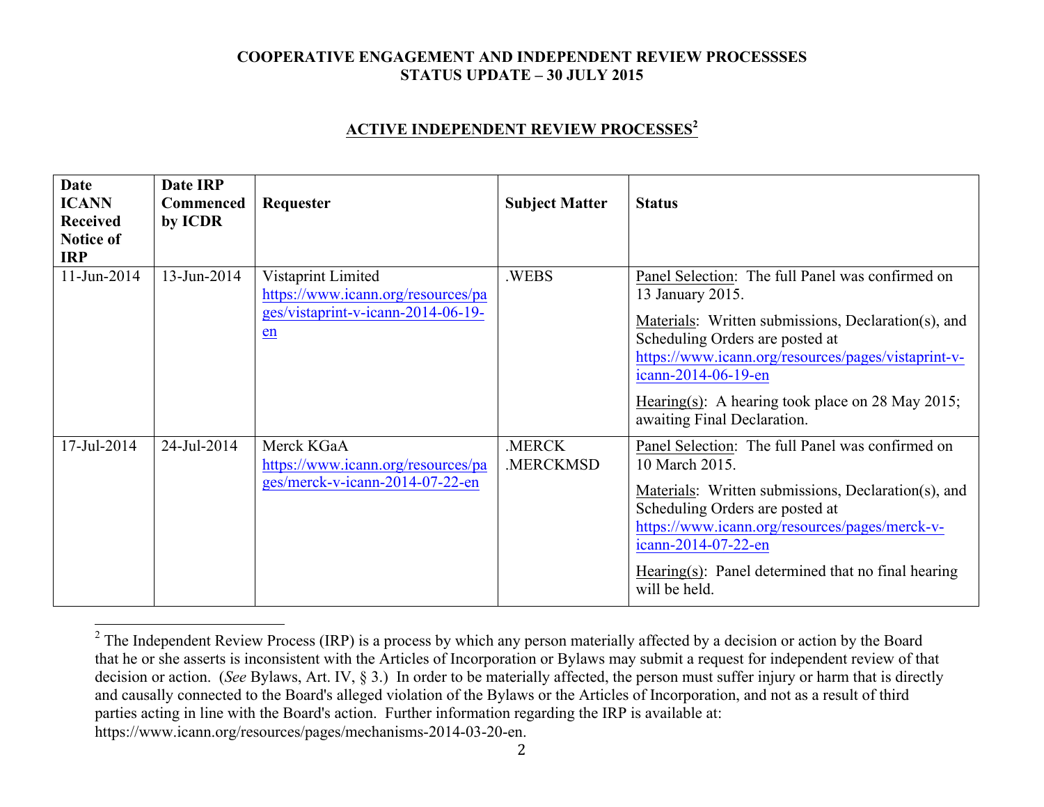**COOPERATIVE ENGAGEMENT AND INDEPENDENT REVIEW PROCESSSES**
**STATUS UPDATE – 30 JULY 2015**

## ACTIVE INDEPENDENT REVIEW PROCESSES[2]

| Date ICANN Received Notice of IRP | Date IRP Commenced by ICDR | Requester | Subject Matter | Status |
|---|---|---|---|---|
| 11-Jun-2014 | 13-Jun-2014 | Vistaprint Limited https://www.icann.org/resources/pages/vistaprint-v-icann-2014-06-19-en | .WEBS | Panel Selection: The full Panel was confirmed on 13 January 2015.<br><br>Materials: Written submissions, Declaration(s), and Scheduling Orders are posted at https://www.icann.org/resources/pages/vistaprint-v-icann-2014-06-19-en<br><br>Hearing(s): A hearing took place on 28 May 2015; awaiting Final Declaration. |
| 17-Jul-2014 | 24-Jul-2014 | Merck KGaA https://www.icann.org/resources/pages/merck-v-icann-2014-07-22-en | .MERCK<br>.MERCKMSD | Panel Selection: The full Panel was confirmed on 10 March 2015.<br><br>Materials: Written submissions, Declaration(s), and Scheduling Orders are posted at https://www.icann.org/resources/pages/merck-v-icann-2014-07-22-en<br><br>Hearing(s): Panel determined that no final hearing will be held. |

[2] The Independent Review Process (IRP) is a process by which any person materially affected by a decision or action by the Board that he or she asserts is inconsistent with the Articles of Incorporation or Bylaws may submit a request for independent review of that decision or action. (*See* Bylaws, Art. IV, § 3.) In order to be materially affected, the person must suffer injury or harm that is directly and causally connected to the Board's alleged violation of the Bylaws or the Articles of Incorporation, and not as a result of third parties acting in line with the Board's action. Further information regarding the IRP is available at: https://www.icann.org/resources/pages/mechanisms-2014-03-20-en.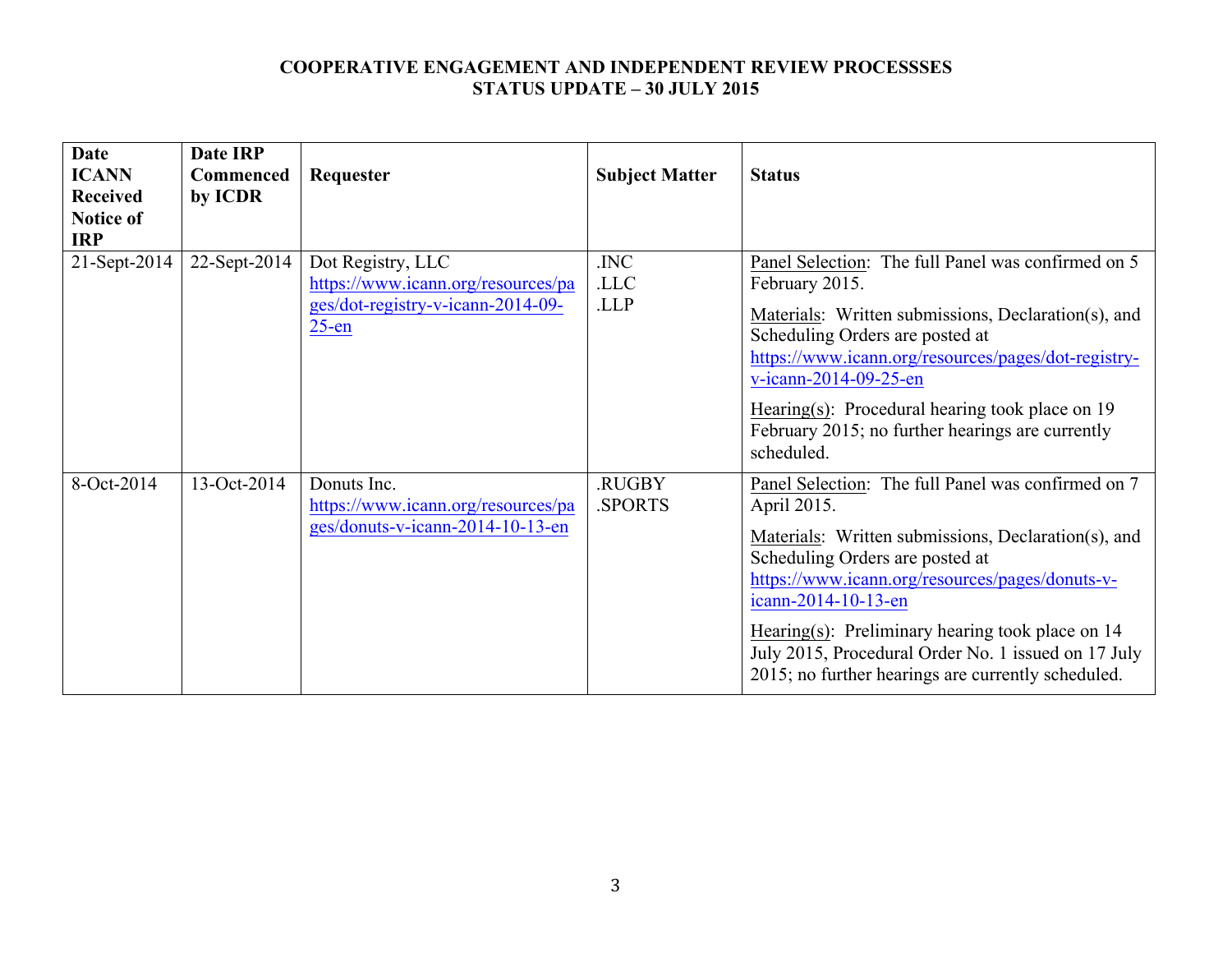**COOPERATIVE ENGAGEMENT AND INDEPENDENT REVIEW PROCESSSES**
**STATUS UPDATE – 30 JULY 2015**

| Date ICANN Received Notice of IRP | Date IRP Commenced by ICDR | Requester | Subject Matter | Status |
|---|---|---|---|---|
| 21-Sept-2014 | 22-Sept-2014 | Dot Registry, LLC https://www.icann.org/resources/pages/dot-registry-v-icann-2014-09-25-en | .INC .LLC .LLP | Panel Selection: The full Panel was confirmed on 5 February 2015. Materials: Written submissions, Declaration(s), and Scheduling Orders are posted at https://www.icann.org/resources/pages/dot-registry-v-icann-2014-09-25-en Hearing(s): Procedural hearing took place on 19 February 2015; no further hearings are currently scheduled. |
| 8-Oct-2014 | 13-Oct-2014 | Donuts Inc. https://www.icann.org/resources/pages/donuts-v-icann-2014-10-13-en | .RUGBY .SPORTS | Panel Selection: The full Panel was confirmed on 7 April 2015. Materials: Written submissions, Declaration(s), and Scheduling Orders are posted at https://www.icann.org/resources/pages/donuts-v-icann-2014-10-13-en Hearing(s): Preliminary hearing took place on 14 July 2015, Procedural Order No. 1 issued on 17 July 2015; no further hearings are currently scheduled. |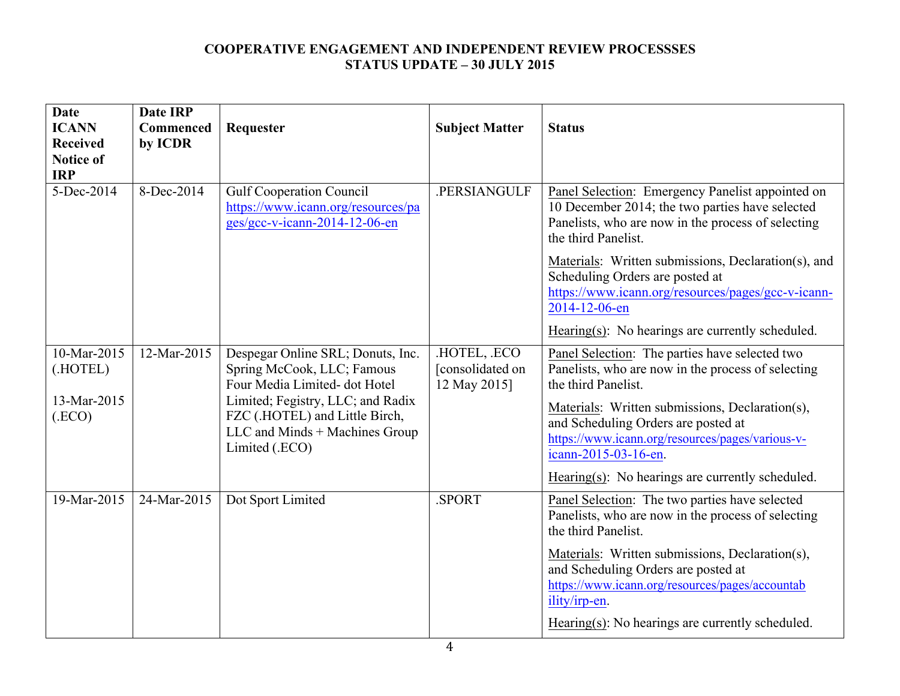**COOPERATIVE ENGAGEMENT AND INDEPENDENT REVIEW PROCESSSES**
**STATUS UPDATE – 30 JULY 2015**

| Date ICANN Received Notice of IRP | Date IRP Commenced by ICDR | Requester | Subject Matter | Status |
|---|---|---|---|---|
| 5-Dec-2014 | 8-Dec-2014 | Gulf Cooperation Council https://www.icann.org/resources/pages/gcc-v-icann-2014-12-06-en | .PERSIANGULF | Panel Selection: Emergency Panelist appointed on 10 December 2014; the two parties have selected Panelists, who are now in the process of selecting the third Panelist. <br><br> Materials: Written submissions, Declaration(s), and Scheduling Orders are posted at https://www.icann.org/resources/pages/gcc-v-icann-2014-12-06-en <br><br> Hearing(s): No hearings are currently scheduled. |
| 10-Mar-2015 (.HOTEL) <br><br> 13-Mar-2015 (.ECO) | 12-Mar-2015 | Despegar Online SRL; Donuts, Inc. Spring McCook, LLC; Famous Four Media Limited- dot Hotel Limited; Fegistry, LLC; and Radix FZC (.HOTEL) and Little Birch, LLC and Minds + Machines Group Limited (.ECO) | .HOTEL, .ECO [consolidated on 12 May 2015] | Panel Selection: The parties have selected two Panelists, who are now in the process of selecting the third Panelist. <br><br> Materials: Written submissions, Declaration(s), and Scheduling Orders are posted at https://www.icann.org/resources/pages/various-v-icann-2015-03-16-en. <br><br> Hearing(s): No hearings are currently scheduled. |
| 19-Mar-2015 | 24-Mar-2015 | Dot Sport Limited | .SPORT | Panel Selection: The two parties have selected Panelists, who are now in the process of selecting the third Panelist. <br><br> Materials: Written submissions, Declaration(s), and Scheduling Orders are posted at https://www.icann.org/resources/pages/accountability/irp-en. <br><br> Hearing(s): No hearings are currently scheduled. |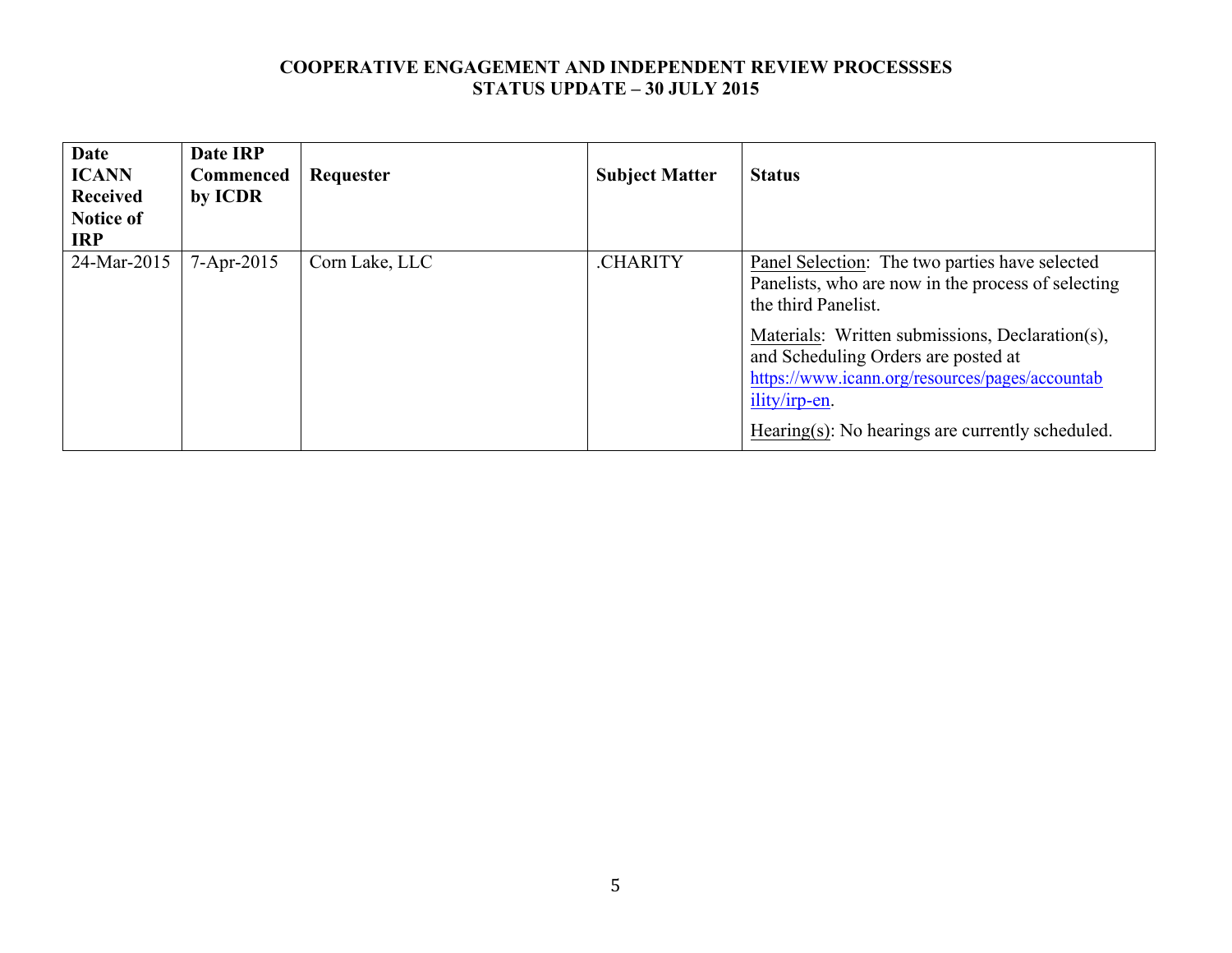**COOPERATIVE ENGAGEMENT AND INDEPENDENT REVIEW PROCESSSES**
**STATUS UPDATE – 30 JULY 2015**

| Date ICANN Received Notice of IRP | Date IRP Commenced by ICDR | Requester | Subject Matter | Status |
|---|---|---|---|---|
| 24-Mar-2015 | 7-Apr-2015 | Corn Lake, LLC | .CHARITY | Panel Selection: The two parties have selected Panelists, who are now in the process of selecting the third Panelist.<br><br>Materials: Written submissions, Declaration(s), and Scheduling Orders are posted at https://www.icann.org/resources/pages/accountability/irp-en.<br><br>Hearing(s): No hearings are currently scheduled. |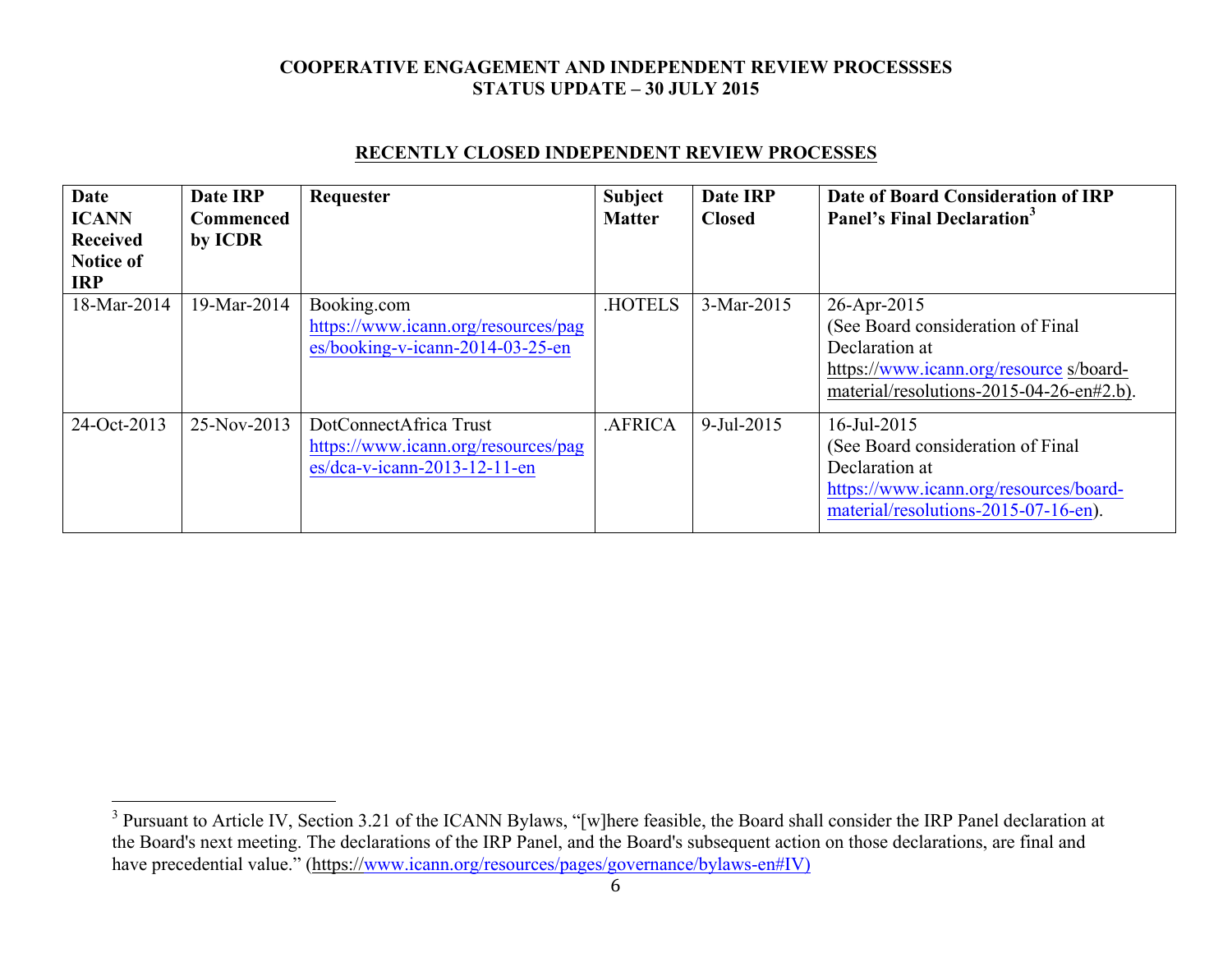**COOPERATIVE ENGAGEMENT AND INDEPENDENT REVIEW PROCESSSES**
**STATUS UPDATE – 30 JULY 2015**

## RECENTLY CLOSED INDEPENDENT REVIEW PROCESSES

| Date ICANN Received Notice of IRP | Date IRP Commenced by ICDR | Requester | Subject Matter | Date IRP Closed | Date of Board Consideration of IRP Panel's Final Declaration[3] |
|---|---|---|---|---|---|
| 18-Mar-2014 | 19-Mar-2014 | Booking.com https://www.icann.org/resources/pages/booking-v-icann-2014-03-25-en | .HOTELS | 3-Mar-2015 | 26-Apr-2015 (See Board consideration of Final Declaration at https://www.icann.org/resources/board-material/resolutions-2015-04-26-en#2.b). |
| 24-Oct-2013 | 25-Nov-2013 | DotConnectAfrica Trust https://www.icann.org/resources/pages/dca-v-icann-2013-12-11-en | .AFRICA | 9-Jul-2015 | 16-Jul-2015 (See Board consideration of Final Declaration at https://www.icann.org/resources/board-material/resolutions-2015-07-16-en). |

[3] Pursuant to Article IV, Section 3.21 of the ICANN Bylaws, "[w]here feasible, the Board shall consider the IRP Panel declaration at the Board's next meeting. The declarations of the IRP Panel, and the Board's subsequent action on those declarations, are final and have precedential value." (https://www.icann.org/resources/pages/governance/bylaws-en#IV)